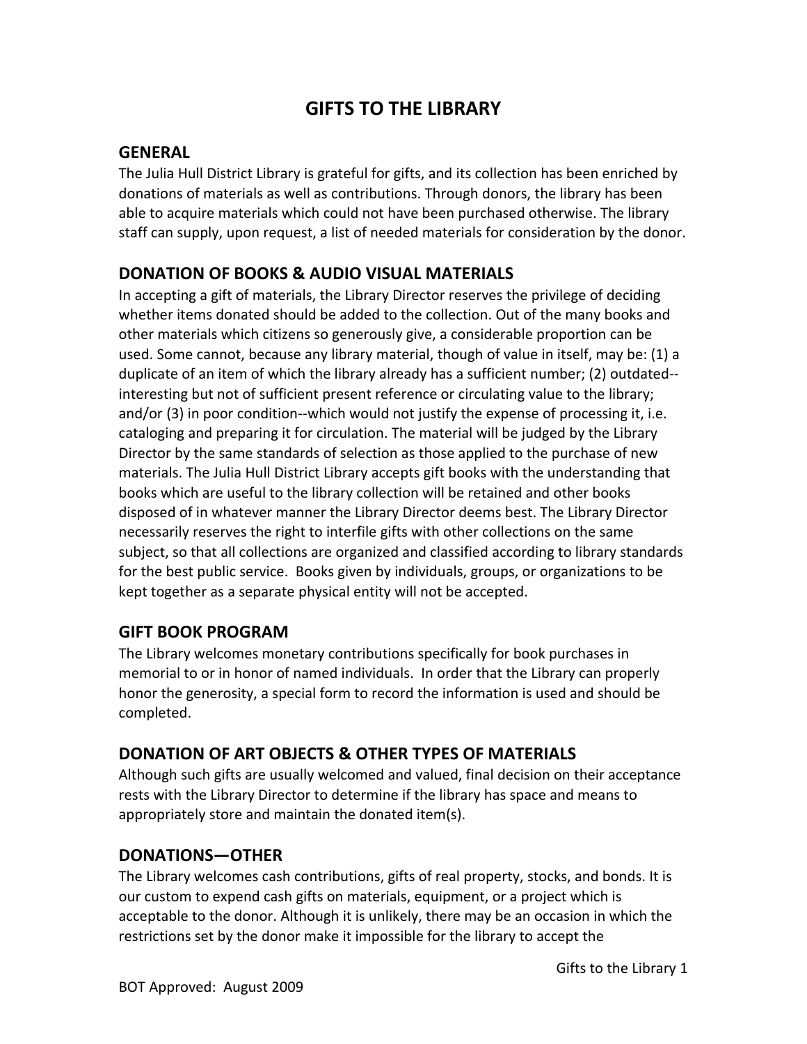# GIFTS TO THE LIBRARY

## GENERAL

The Julia Hull District Library is grateful for gifts, and its collection has been enriched by donations of materials as well as contributions. Through donors, the library has been able to acquire materials which could not have been purchased otherwise. The library staff can supply, upon request, a list of needed materials for consideration by the donor.

## DONATION OF BOOKS & AUDIO VISUAL MATERIALS

In accepting a gift of materials, the Library Director reserves the privilege of deciding whether items donated should be added to the collection. Out of the many books and other materials which citizens so generously give, a considerable proportion can be used. Some cannot, because any library material, though of value in itself, may be: (1) a duplicate of an item of which the library already has a sufficient number; (2) outdated--interesting but not of sufficient present reference or circulating value to the library; and/or (3) in poor condition--which would not justify the expense of processing it, i.e. cataloging and preparing it for circulation. The material will be judged by the Library Director by the same standards of selection as those applied to the purchase of new materials. The Julia Hull District Library accepts gift books with the understanding that books which are useful to the library collection will be retained and other books disposed of in whatever manner the Library Director deems best. The Library Director necessarily reserves the right to interfile gifts with other collections on the same subject, so that all collections are organized and classified according to library standards for the best public service. Books given by individuals, groups, or organizations to be kept together as a separate physical entity will not be accepted.

## GIFT BOOK PROGRAM

The Library welcomes monetary contributions specifically for book purchases in memorial to or in honor of named individuals. In order that the Library can properly honor the generosity, a special form to record the information is used and should be completed.

## DONATION OF ART OBJECTS & OTHER TYPES OF MATERIALS

Although such gifts are usually welcomed and valued, final decision on their acceptance rests with the Library Director to determine if the library has space and means to appropriately store and maintain the donated item(s).

## DONATIONS—OTHER

The Library welcomes cash contributions, gifts of real property, stocks, and bonds. It is our custom to expend cash gifts on materials, equipment, or a project which is acceptable to the donor. Although it is unlikely, there may be an occasion in which the restrictions set by the donor make it impossible for the library to accept the

BOT Approved: August 2009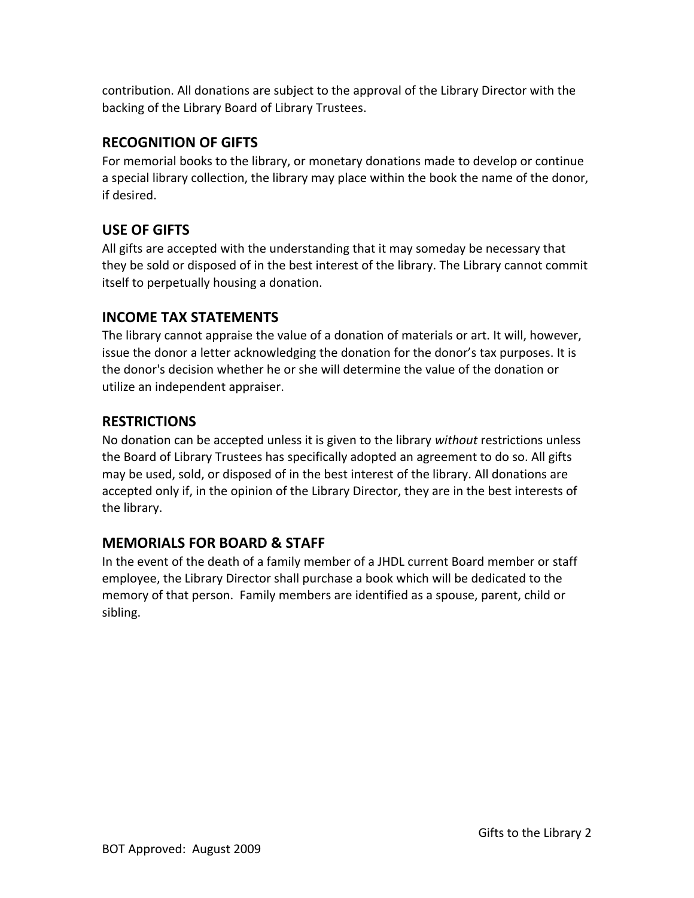contribution. All donations are subject to the approval of the Library Director with the backing of the Library Board of Library Trustees.

## RECOGNITION OF GIFTS

For memorial books to the library, or monetary donations made to develop or continue a special library collection, the library may place within the book the name of the donor, if desired.

## USE OF GIFTS

All gifts are accepted with the understanding that it may someday be necessary that they be sold or disposed of in the best interest of the library. The Library cannot commit itself to perpetually housing a donation.

## INCOME TAX STATEMENTS

The library cannot appraise the value of a donation of materials or art. It will, however, issue the donor a letter acknowledging the donation for the donor's tax purposes. It is the donor's decision whether he or she will determine the value of the donation or utilize an independent appraiser.

## RESTRICTIONS

No donation can be accepted unless it is given to the library *without* restrictions unless the Board of Library Trustees has specifically adopted an agreement to do so. All gifts may be used, sold, or disposed of in the best interest of the library. All donations are accepted only if, in the opinion of the Library Director, they are in the best interests of the library.

## MEMORIALS FOR BOARD & STAFF

In the event of the death of a family member of a JHDL current Board member or staff employee, the Library Director shall purchase a book which will be dedicated to the memory of that person. Family members are identified as a spouse, parent, child or sibling.

BOT Approved: August 2009